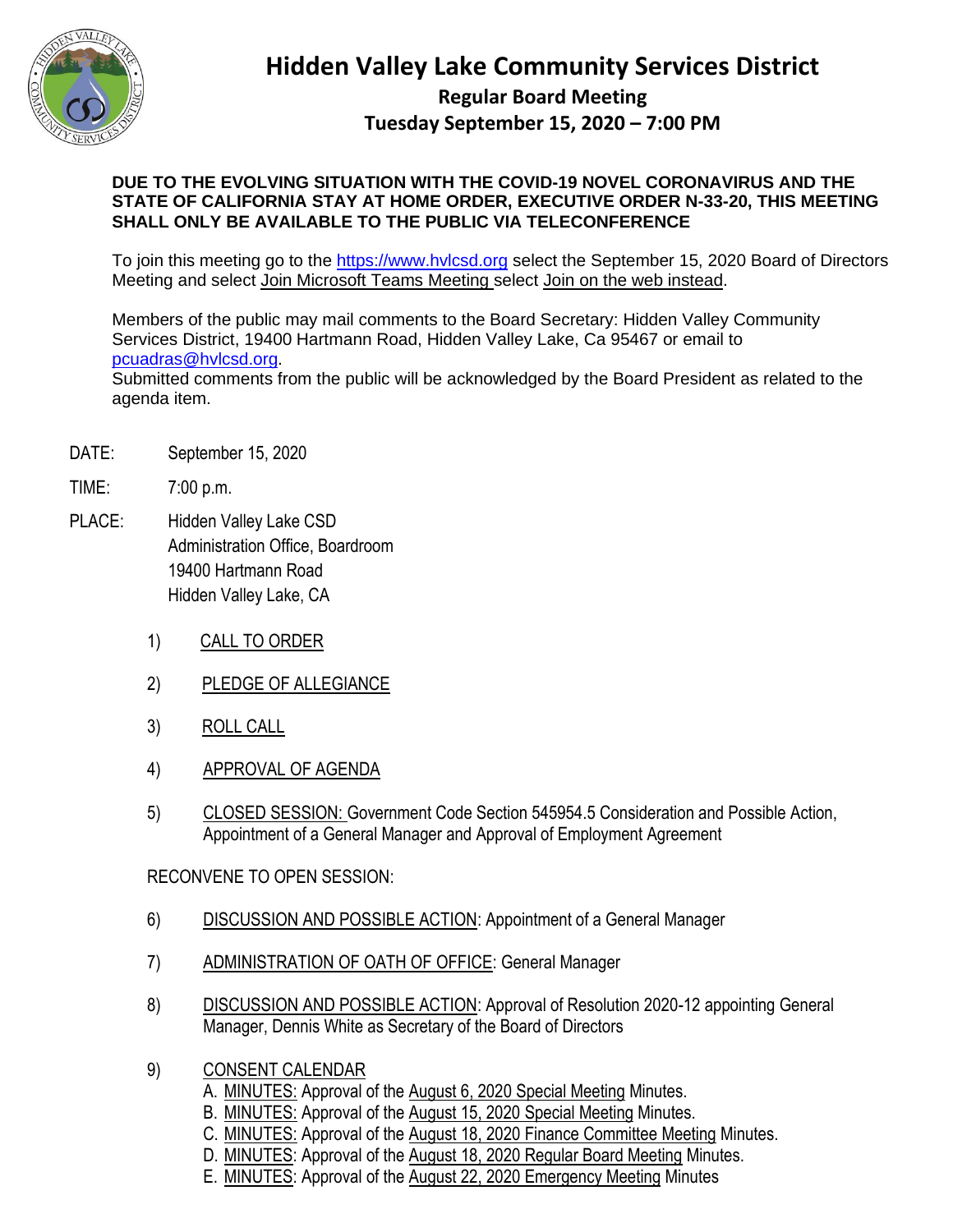# Hidden Valley Lake Community Services District

## Regular Board Meeting

## Tuesday September 15, 2020 – 7:00 PM

**DUE TO THE EVOLVING SITUATION WITH THE COVID-19 NOVEL CORONAVIRUS AND THE STATE OF CALIFORNIA STAY AT HOME ORDER, EXECUTIVE ORDER N-33-20, THIS MEETING SHALL ONLY BE AVAILABLE TO THE PUBLIC VIA TELECONFERENCE**

To join this meeting go to the https://www.hvlcsd.org select the September 15, 2020 Board of Directors Meeting and select Join Microsoft Teams Meeting select Join on the web instead.

Members of the public may mail comments to the Board Secretary: Hidden Valley Community Services District, 19400 Hartmann Road, Hidden Valley Lake, Ca 95467 or email to pcuadras@hvlcsd.org.
Submitted comments from the public will be acknowledged by the Board President as related to the agenda item.

DATE: September 15, 2020

TIME: 7:00 p.m.

PLACE: Hidden Valley Lake CSD
Administration Office, Boardroom
19400 Hartmann Road
Hidden Valley Lake, CA

1) CALL TO ORDER

2) PLEDGE OF ALLEGIANCE

3) ROLL CALL

4) APPROVAL OF AGENDA

5) CLOSED SESSION: Government Code Section 545954.5 Consideration and Possible Action, Appointment of a General Manager and Approval of Employment Agreement

RECONVENE TO OPEN SESSION:

6) DISCUSSION AND POSSIBLE ACTION: Appointment of a General Manager

7) ADMINISTRATION OF OATH OF OFFICE: General Manager

8) DISCUSSION AND POSSIBLE ACTION: Approval of Resolution 2020-12 appointing General Manager, Dennis White as Secretary of the Board of Directors

9) CONSENT CALENDAR
   A. MINUTES: Approval of the August 6, 2020 Special Meeting Minutes.
   B. MINUTES: Approval of the August 15, 2020 Special Meeting Minutes.
   C. MINUTES: Approval of the August 18, 2020 Finance Committee Meeting Minutes.
   D. MINUTES: Approval of the August 18, 2020 Regular Board Meeting Minutes.
   E. MINUTES: Approval of the August 22, 2020 Emergency Meeting Minutes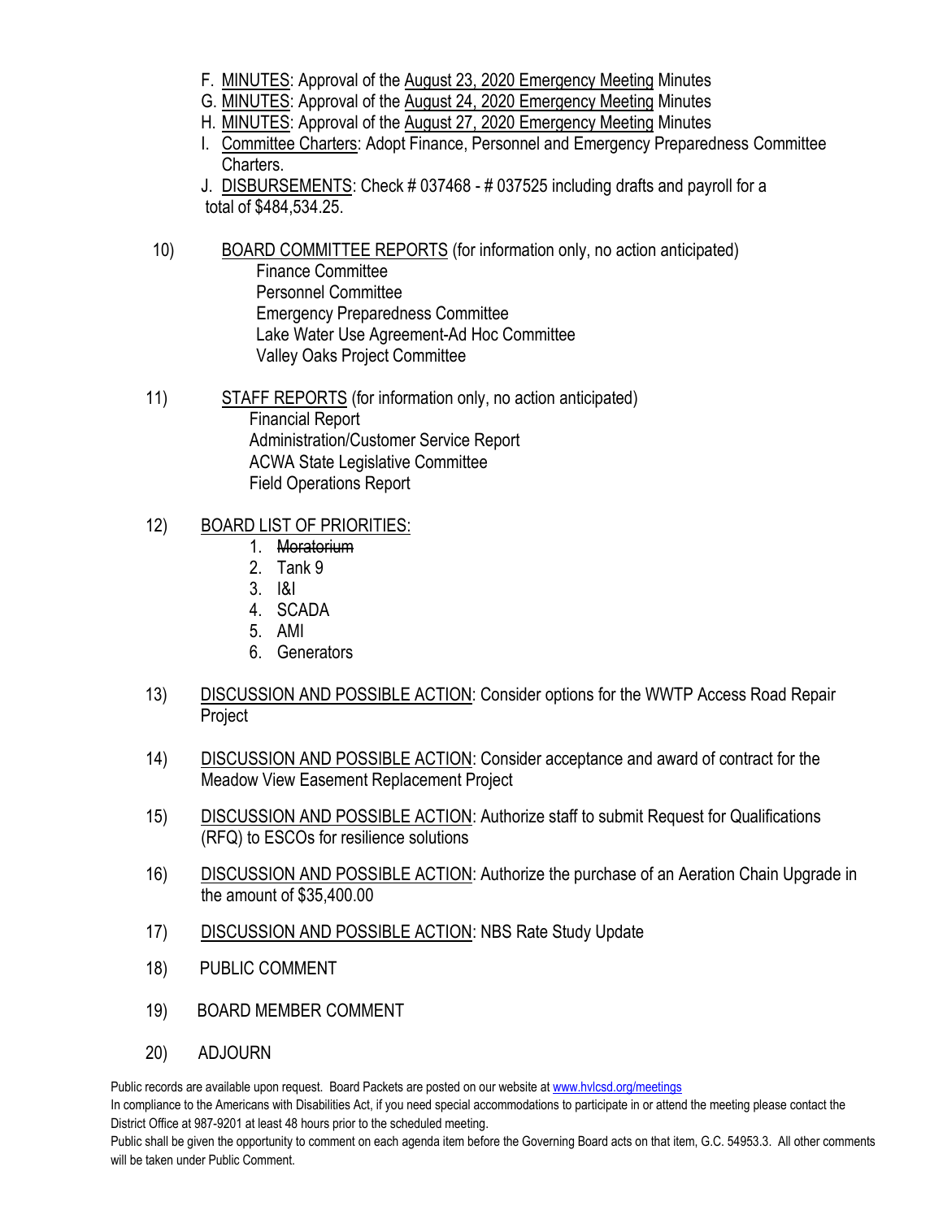F. MINUTES: Approval of the August 23, 2020 Emergency Meeting Minutes

G. MINUTES: Approval of the August 24, 2020 Emergency Meeting Minutes

H. MINUTES: Approval of the August 27, 2020 Emergency Meeting Minutes

I. Committee Charters: Adopt Finance, Personnel and Emergency Preparedness Committee Charters.

J. DISBURSEMENTS: Check # 037468 - # 037525 including drafts and payroll for a total of $484,534.25.

10) BOARD COMMITTEE REPORTS (for information only, no action anticipated)

Finance Committee
Personnel Committee
Emergency Preparedness Committee
Lake Water Use Agreement-Ad Hoc Committee
Valley Oaks Project Committee

11) STAFF REPORTS (for information only, no action anticipated)

Financial Report
Administration/Customer Service Report
ACWA State Legislative Committee
Field Operations Report

12) BOARD LIST OF PRIORITIES:

1. ~~Moratorium~~
2. Tank 9
3. I&I
4. SCADA
5. AMI
6. Generators

13) DISCUSSION AND POSSIBLE ACTION: Consider options for the WWTP Access Road Repair Project

14) DISCUSSION AND POSSIBLE ACTION: Consider acceptance and award of contract for the Meadow View Easement Replacement Project

15) DISCUSSION AND POSSIBLE ACTION: Authorize staff to submit Request for Qualifications (RFQ) to ESCOs for resilience solutions

16) DISCUSSION AND POSSIBLE ACTION: Authorize the purchase of an Aeration Chain Upgrade in the amount of $35,400.00

17) DISCUSSION AND POSSIBLE ACTION: NBS Rate Study Update

18) PUBLIC COMMENT

19) BOARD MEMBER COMMENT

20) ADJOURN

Public records are available upon request. Board Packets are posted on our website at www.hvlcsd.org/meetings

In compliance to the Americans with Disabilities Act, if you need special accommodations to participate in or attend the meeting please contact the District Office at 987-9201 at least 48 hours prior to the scheduled meeting.

Public shall be given the opportunity to comment on each agenda item before the Governing Board acts on that item, G.C. 54953.3. All other comments will be taken under Public Comment.